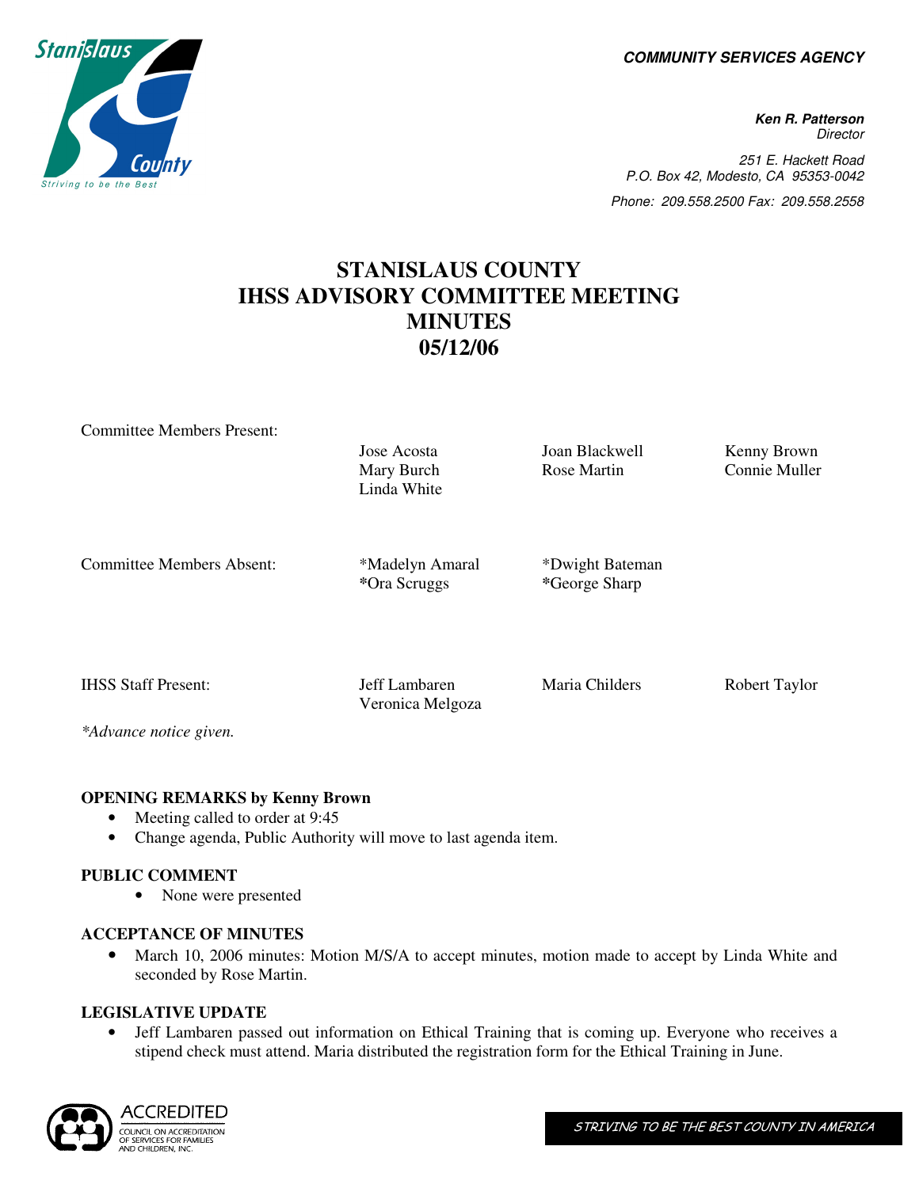COMMUNITY SERVICES AGENCY

**Ken R. Patterson**
*Director*

251 E. Hackett Road
P.O. Box 42, Modesto, CA 95353-0042
Phone: 209.558.2500 Fax: 209.558.2558

# STANISLAUS COUNTY
# IHSS ADVISORY COMMITTEE MEETING
# MINUTES
# 05/12/06

| | | | |
|---|---|---|---|
| Committee Members Present: | Jose Acosta<br>Mary Burch<br>Linda White | Joan Blackwell<br>Rose Martin | Kenny Brown<br>Connie Muller |
| Committee Members Absent: | *Madelyn Amaral<br>*Ora Scruggs | *Dwight Bateman<br>*George Sharp | |
| IHSS Staff Present: | Jeff Lambaren<br>Veronica Melgoza | Maria Childers | Robert Taylor |

*\*Advance notice given.*

**OPENING REMARKS by Kenny Brown**

- Meeting called to order at 9:45
- Change agenda, Public Authority will move to last agenda item.

**PUBLIC COMMENT**

- None were presented

**ACCEPTANCE OF MINUTES**

- March 10, 2006 minutes: Motion M/S/A to accept minutes, motion made to accept by Linda White and seconded by Rose Martin.

**LEGISLATIVE UPDATE**

- Jeff Lambaren passed out information on Ethical Training that is coming up. Everyone who receives a stipend check must attend. Maria distributed the registration form for the Ethical Training in June.

ACCREDITED COUNCIL ON ACCREDITATION OF SERVICES FOR FAMILIES AND CHILDREN, INC.

STRIVING TO BE THE BEST COUNTY IN AMERICA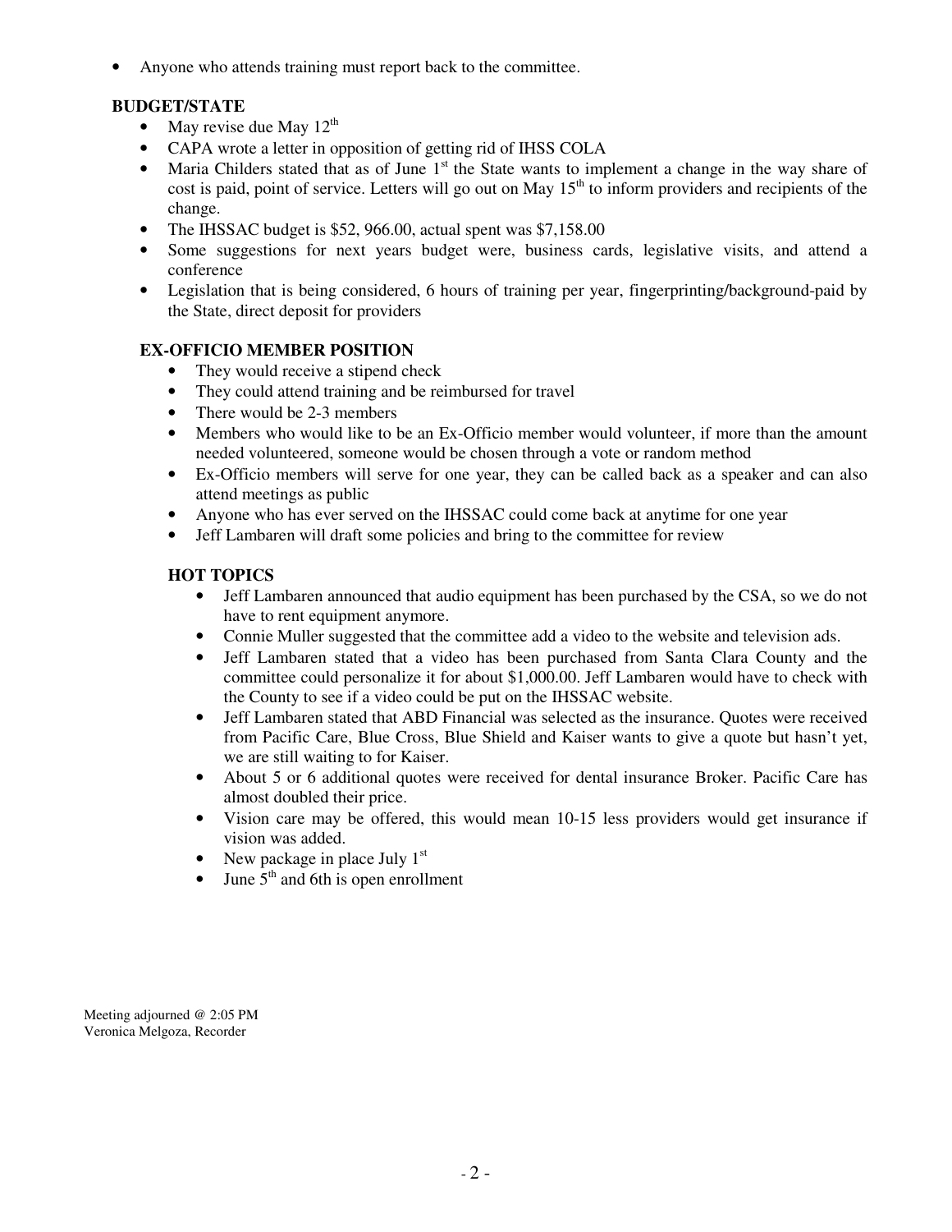- Anyone who attends training must report back to the committee.

**BUDGET/STATE**

- May revise due May 12th
- CAPA wrote a letter in opposition of getting rid of IHSS COLA
- Maria Childers stated that as of June 1st the State wants to implement a change in the way share of cost is paid, point of service. Letters will go out on May 15th to inform providers and recipients of the change.
- The IHSSAC budget is $52, 966.00, actual spent was $7,158.00
- Some suggestions for next years budget were, business cards, legislative visits, and attend a conference
- Legislation that is being considered, 6 hours of training per year, fingerprinting/background-paid by the State, direct deposit for providers

**EX-OFFICIO MEMBER POSITION**

- They would receive a stipend check
- They could attend training and be reimbursed for travel
- There would be 2-3 members
- Members who would like to be an Ex-Officio member would volunteer, if more than the amount needed volunteered, someone would be chosen through a vote or random method
- Ex-Officio members will serve for one year, they can be called back as a speaker and can also attend meetings as public
- Anyone who has ever served on the IHSSAC could come back at anytime for one year
- Jeff Lambaren will draft some policies and bring to the committee for review

**HOT TOPICS**

- Jeff Lambaren announced that audio equipment has been purchased by the CSA, so we do not have to rent equipment anymore.
- Connie Muller suggested that the committee add a video to the website and television ads.
- Jeff Lambaren stated that a video has been purchased from Santa Clara County and the committee could personalize it for about $1,000.00. Jeff Lambaren would have to check with the County to see if a video could be put on the IHSSAC website.
- Jeff Lambaren stated that ABD Financial was selected as the insurance. Quotes were received from Pacific Care, Blue Cross, Blue Shield and Kaiser wants to give a quote but hasn't yet, we are still waiting to for Kaiser.
- About 5 or 6 additional quotes were received for dental insurance Broker. Pacific Care has almost doubled their price.
- Vision care may be offered, this would mean 10-15 less providers would get insurance if vision was added.
- New package in place July 1st
- June 5th and 6th is open enrollment

Meeting adjourned @ 2:05 PM
Veronica Melgoza, Recorder